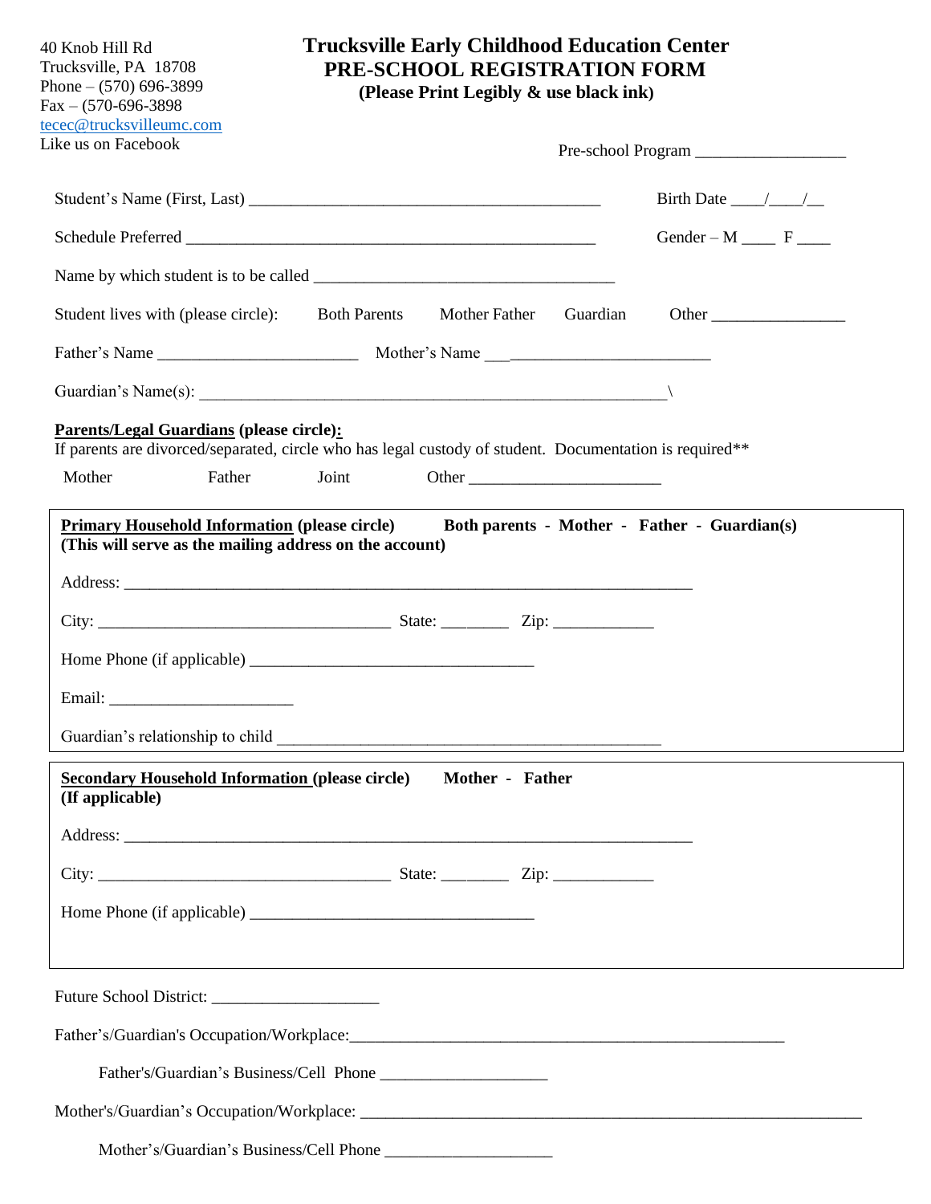40 Knob Hill Rd
Trucksville, PA 18708
Phone – (570) 696-3899
Fax – (570-696-3898
tecec@trucksvilleumc.com
Like us on Facebook

# Trucksville Early Childhood Education Center
## PRE-SCHOOL REGISTRATION FORM
**(Please Print Legibly & use black ink)**

Pre-school Program ___________________

Student's Name (First, Last) ____________________________________________ Birth Date ____/____/__

Schedule Preferred __________________________________________________ Gender – M ____ F ____

Name by which student is to be called _____________________________________

Student lives with (please circle): Both Parents Mother Father Guardian Other _________________

Father's Name _________________________ Mother's Name ___________________________

Guardian's Name(s): ____________________________________________________________\

**Parents/Legal Guardians (please circle):**
If parents are divorced/separated, circle who has legal custody of student. Documentation is required**

Mother Father Joint Other ________________________

---

**Primary Household Information (please circle)** **Both parents - Mother - Father - Guardian(s)**
**(This will serve as the mailing address on the account)**

Address: _________________________________________________________________________

City: ____________________________________ State: ________ Zip: ____________

Home Phone (if applicable) ____________________________________

Email: _______________________

Guardian's relationship to child _________________________________________________

---

**Secondary Household Information (please circle)** **Mother - Father**
**(If applicable)**

Address: _________________________________________________________________________

City: ____________________________________ State: ________ Zip: ____________

Home Phone (if applicable) ____________________________________

---

Future School District: _____________________

Father's/Guardian's Occupation/Workplace:_______________________________________________________

Father's/Guardian's Business/Cell Phone _____________________

Mother's/Guardian's Occupation/Workplace: _________________________________________________________________

Mother's/Guardian's Business/Cell Phone _____________________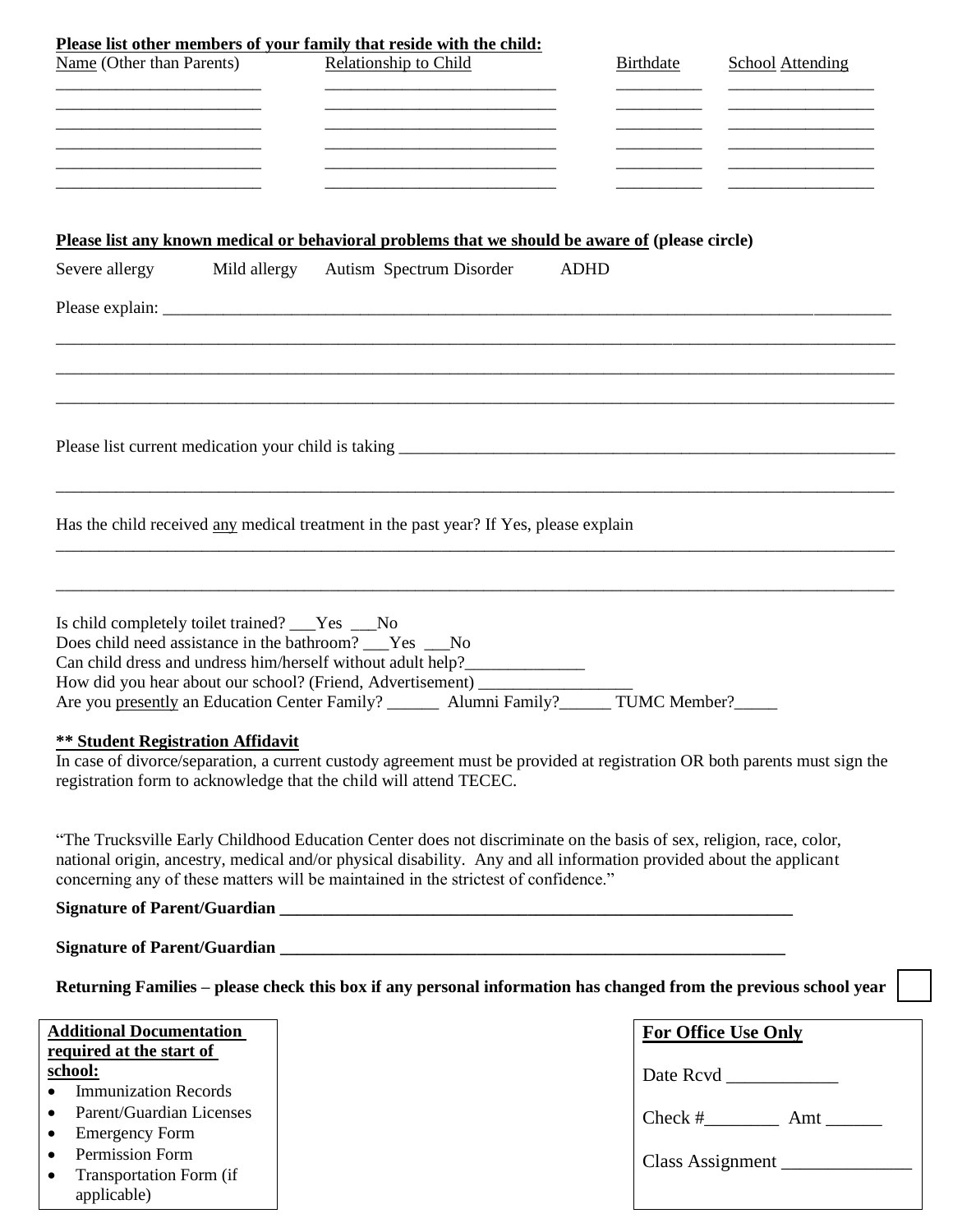**Please list other members of your family that reside with the child:**

| Name (Other than Parents) | Relationship to Child | Birthdate | School Attending |
|---|---|---|---|
| | | | |
| | | | |
| | | | |
| | | | |
| | | | |
| | | | |

**Please list any known medical or behavioral problems that we should be aware of (please circle)**

Severe allergy    Mild allergy    Autism Spectrum Disorder    ADHD

Please explain: ______________________________________________________________________________

______________________________________________________________________________

______________________________________________________________________________

______________________________________________________________________________

Please list current medication your child is taking ______________________________________________

______________________________________________________________________________

Has the child received any medical treatment in the past year? If Yes, please explain

______________________________________________________________________________

______________________________________________________________________________

Is child completely toilet trained? ___Yes ___No
Does child need assistance in the bathroom? ___Yes ___No
Can child dress and undress him/herself without adult help?______________
How did you hear about our school? (Friend, Advertisement) __________________
Are you presently an Education Center Family? ______ Alumni Family?______ TUMC Member?_____

**\*\* Student Registration Affidavit**

In case of divorce/separation, a current custody agreement must be provided at registration OR both parents must sign the registration form to acknowledge that the child will attend TECEC.

"The Trucksville Early Childhood Education Center does not discriminate on the basis of sex, religion, race, color, national origin, ancestry, medical and/or physical disability. Any and all information provided about the applicant concerning any of these matters will be maintained in the strictest of confidence."

**Signature of Parent/Guardian ______________________________________________________**

**Signature of Parent/Guardian ______________________________________________________**

**Returning Families – please check this box if any personal information has changed from the previous school year** ☐

**Additional Documentation required at the start of school:**

- Immunization Records
- Parent/Guardian Licenses
- Emergency Form
- Permission Form
- Transportation Form (if applicable)

**For Office Use Only**

Date Rcvd ____________

Check #________ Amt ______

Class Assignment ______________